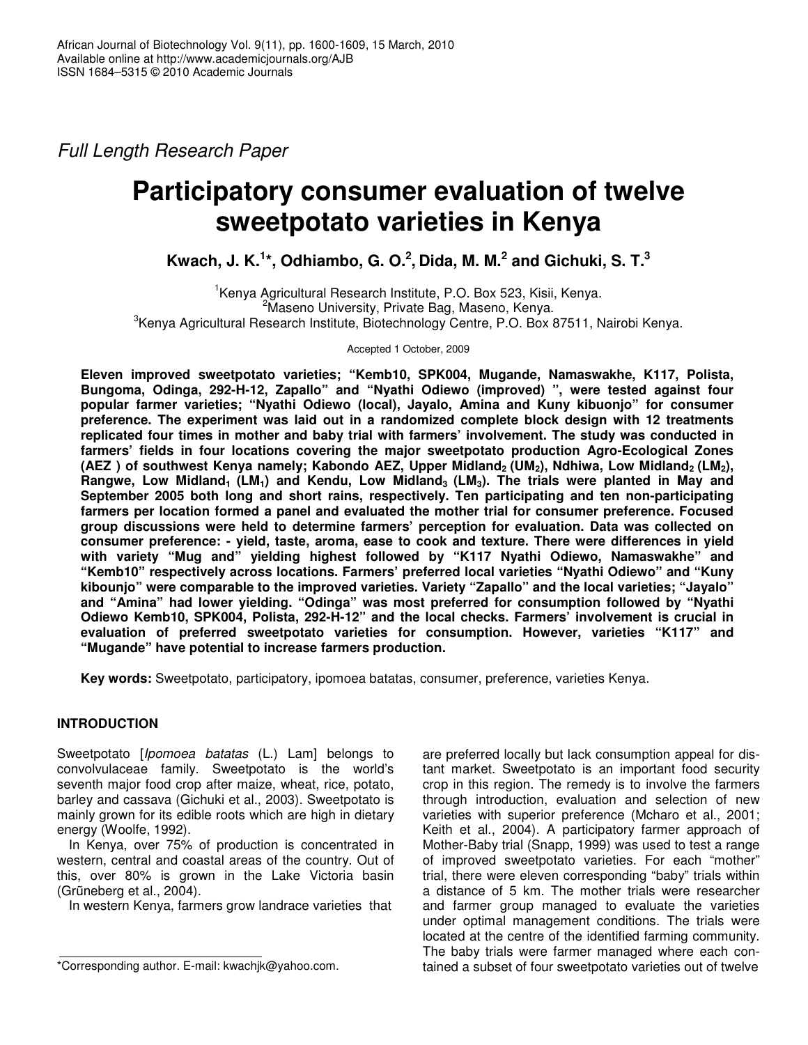*Full Length Research Paper*

# Participatory consumer evaluation of twelve sweetpotato varieties in Kenya

**Kwach, J. K.[1]*, Odhiambo, G. O.[2], Dida, M. M.[2] and Gichuki, S. T.[3]**

[1]Kenya Agricultural Research Institute, P.O. Box 523, Kisii, Kenya.
[2]Maseno University, Private Bag, Maseno, Kenya.
[3]Kenya Agricultural Research Institute, Biotechnology Centre, P.O. Box 87511, Nairobi Kenya.

Accepted 1 October, 2009

**Eleven improved sweetpotato varieties; "Kemb10, SPK004, Mugande, Namaswakhe, K117, Polista, Bungoma, Odinga, 292-H-12, Zapallo" and "Nyathi Odiewo (improved) ", were tested against four popular farmer varieties; "Nyathi Odiewo (local), Jayalo, Amina and Kuny kibuonjo" for consumer preference. The experiment was laid out in a randomized complete block design with 12 treatments replicated four times in mother and baby trial with farmers' involvement. The study was conducted in farmers' fields in four locations covering the major sweetpotato production Agro-Ecological Zones (AEZ ) of southwest Kenya namely; Kabondo AEZ, Upper Midland$_2$ (UM$_2$), Ndhiwa, Low Midland$_2$ (LM$_2$), Rangwe, Low Midland$_1$ (LM$_1$) and Kendu, Low Midland$_3$ (LM$_3$). The trials were planted in May and September 2005 both long and short rains, respectively. Ten participating and ten non-participating farmers per location formed a panel and evaluated the mother trial for consumer preference. Focused group discussions were held to determine farmers' perception for evaluation. Data was collected on consumer preference: - yield, taste, aroma, ease to cook and texture. There were differences in yield with variety "Mug and" yielding highest followed by "K117 Nyathi Odiewo, Namaswakhe" and "Kemb10" respectively across locations. Farmers' preferred local varieties "Nyathi Odiewo" and "Kuny kibounjo" were comparable to the improved varieties. Variety "Zapallo" and the local varieties; "Jayalo" and "Amina" had lower yielding. "Odinga" was most preferred for consumption followed by "Nyathi Odiewo Kemb10, SPK004, Polista, 292-H-12" and the local checks. Farmers' involvement is crucial in evaluation of preferred sweetpotato varieties for consumption. However, varieties "K117" and "Mugande" have potential to increase farmers production.**

**Key words:** Sweetpotato, participatory, ipomoea batatas, consumer, preference, varieties Kenya.

## INTRODUCTION

Sweetpotato [*Ipomoea batatas* (L.) Lam] belongs to convolvulaceae family. Sweetpotato is the world's seventh major food crop after maize, wheat, rice, potato, barley and cassava (Gichuki et al., 2003). Sweetpotato is mainly grown for its edible roots which are high in dietary energy (Woolfe, 1992).

In Kenya, over 75% of production is concentrated in western, central and coastal areas of the country. Out of this, over 80% is grown in the Lake Victoria basin (Grũneberg et al., 2004).

In western Kenya, farmers grow landrace varieties that are preferred locally but lack consumption appeal for distant market. Sweetpotato is an important food security crop in this region. The remedy is to involve the farmers through introduction, evaluation and selection of new varieties with superior preference (Mcharo et al., 2001; Keith et al., 2004). A participatory farmer approach of Mother-Baby trial (Snapp, 1999) was used to test a range of improved sweetpotato varieties. For each "mother" trial, there were eleven corresponding "baby" trials within a distance of 5 km. The mother trials were researcher and farmer group managed to evaluate the varieties under optimal management conditions. The trials were located at the centre of the identified farming community. The baby trials were farmer managed where each contained a subset of four sweetpotato varieties out of twelve

*Corresponding author. E-mail: kwachjk@yahoo.com.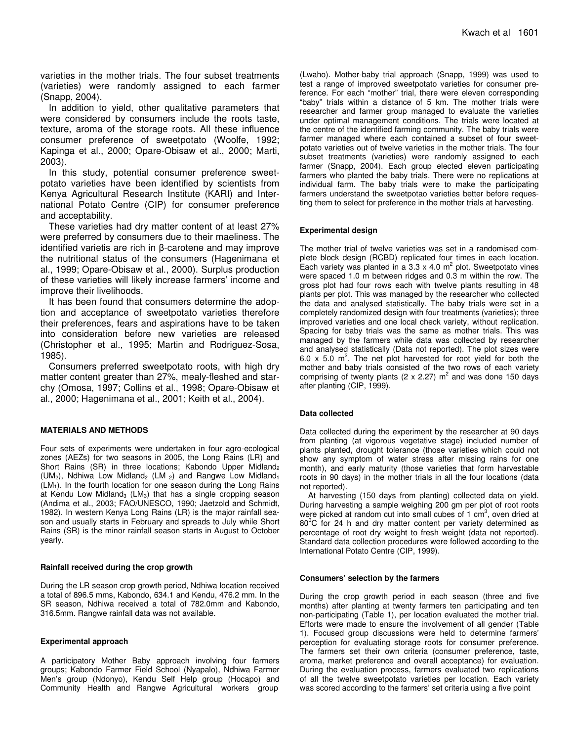varieties in the mother trials. The four subset treatments (varieties) were randomly assigned to each farmer (Snapp, 2004).

In addition to yield, other qualitative parameters that were considered by consumers include the roots taste, texture, aroma of the storage roots. All these influence consumer preference of sweetpotato (Woolfe, 1992; Kapinga et al., 2000; Opare-Obisaw et al., 2000; Marti, 2003).

In this study, potential consumer preference sweetpotato varieties have been identified by scientists from Kenya Agricultural Research Institute (KARI) and International Potato Centre (CIP) for consumer preference and acceptability.

These varieties had dry matter content of at least 27% were preferred by consumers due to their maeliness. The identified varietis are rich in β-carotene and may improve the nutritional status of the consumers (Hagenimana et al., 1999; Opare-Obisaw et al., 2000). Surplus production of these varieties will likely increase farmers' income and improve their livelihoods.

It has been found that consumers determine the adoption and acceptance of sweetpotato varieties therefore their preferences, fears and aspirations have to be taken into consideration before new varieties are released (Christopher et al., 1995; Martin and Rodriguez-Sosa, 1985).

Consumers preferred sweetpotato roots, with high dry matter content greater than 27%, mealy-fleshed and starchy (Omosa, 1997; Collins et al., 1998; Opare-Obisaw et al., 2000; Hagenimana et al., 2001; Keith et al., 2004).

## MATERIALS AND METHODS

Four sets of experiments were undertaken in four agro-ecological zones (AEZs) for two seasons in 2005, the Long Rains (LR) and Short Rains (SR) in three locations; Kabondo Upper Midland$_2$ (UM$_2$), Ndhiwa Low Midland$_2$ (LM $_2$) and Rangwe Low Midland$_1$ (LM$_1$). In the fourth location for one season during the Long Rains at Kendu Low Midland$_3$ (LM$_3$) that has a single cropping season (Andima et al., 2003; FAO/UNESCO, 1990; Jaetzold and Schmidt, 1982). In western Kenya Long Rains (LR) is the major rainfall season and usually starts in February and spreads to July while Short Rains (SR) is the minor rainfall season starts in August to October yearly.

### Rainfall received during the crop growth

During the LR season crop growth period, Ndhiwa location received a total of 896.5 mms, Kabondo, 634.1 and Kendu, 476.2 mm. In the SR season, Ndhiwa received a total of 782.0mm and Kabondo, 316.5mm. Rangwe rainfall data was not available.

### Experimental approach

A participatory Mother Baby approach involving four farmers groups; Kabondo Farmer Field School (Nyapalo), Ndhiwa Farmer Men's group (Ndonyo), Kendu Self Help group (Hocapo) and Community Health and Rangwe Agricultural workers group (Lwaho). Mother-baby trial approach (Snapp, 1999) was used to test a range of improved sweetpotato varieties for consumer preference. For each "mother" trial, there were eleven corresponding "baby" trials within a distance of 5 km. The mother trials were researcher and farmer group managed to evaluate the varieties under optimal management conditions. The trials were located at the centre of the identified farming community. The baby trials were farmer managed where each contained a subset of four sweetpotato varieties out of twelve varieties in the mother trials. The four subset treatments (varieties) were randomly assigned to each farmer (Snapp, 2004). Each group elected eleven participating farmers who planted the baby trials. There were no replications at individual farm. The baby trials were to make the participating farmers understand the sweetpotao varieties better before requesting them to select for preference in the mother trials at harvesting.

### Experimental design

The mother trial of twelve varieties was set in a randomised complete block design (RCBD) replicated four times in each location. Each variety was planted in a 3.3 x 4.0 m$^2$ plot. Sweetpotato vines were spaced 1.0 m between ridges and 0.3 m within the row. The gross plot had four rows each with twelve plants resulting in 48 plants per plot. This was managed by the researcher who collected the data and analysed statistically. The baby trials were set in a completely randomized design with four treatments (varieties); three improved varieties and one local check variety, without replication. Spacing for baby trials was the same as mother trials. This was managed by the farmers while data was collected by researcher and analysed statistically (Data not reported). The plot sizes were 6.0 x 5.0 m$^2$. The net plot harvested for root yield for both the mother and baby trials consisted of the two rows of each variety comprising of twenty plants (2 x 2.27) m$^2$ and was done 150 days after planting (CIP, 1999).

### Data collected

Data collected during the experiment by the researcher at 90 days from planting (at vigorous vegetative stage) included number of plants planted, drought tolerance (those varieties which could not show any symptom of water stress after missing rains for one month), and early maturity (those varieties that form harvestable roots in 90 days) in the mother trials in all the four locations (data not reported).

At harvesting (150 days from planting) collected data on yield. During harvesting a sample weighing 200 gm per plot of root roots were picked at random cut into small cubes of 1 cm$^3$, oven dried at 80$^0$C for 24 h and dry matter content per variety determined as percentage of root dry weight to fresh weight (data not reported). Standard data collection procedures were followed according to the International Potato Centre (CIP, 1999).

### Consumers' selection by the farmers

During the crop growth period in each season (three and five months) after planting at twenty farmers ten participating and ten non-participating (Table 1), per location evaluated the mother trial. Efforts were made to ensure the involvement of all gender (Table 1). Focused group discussions were held to determine farmers' perception for evaluating storage roots for consumer preference. The farmers set their own criteria (consumer preference, taste, aroma, market preference and overall acceptance) for evaluation. During the evaluation process, farmers evaluated two replications of all the twelve sweetpotato varieties per location. Each variety was scored according to the farmers' set criteria using a five point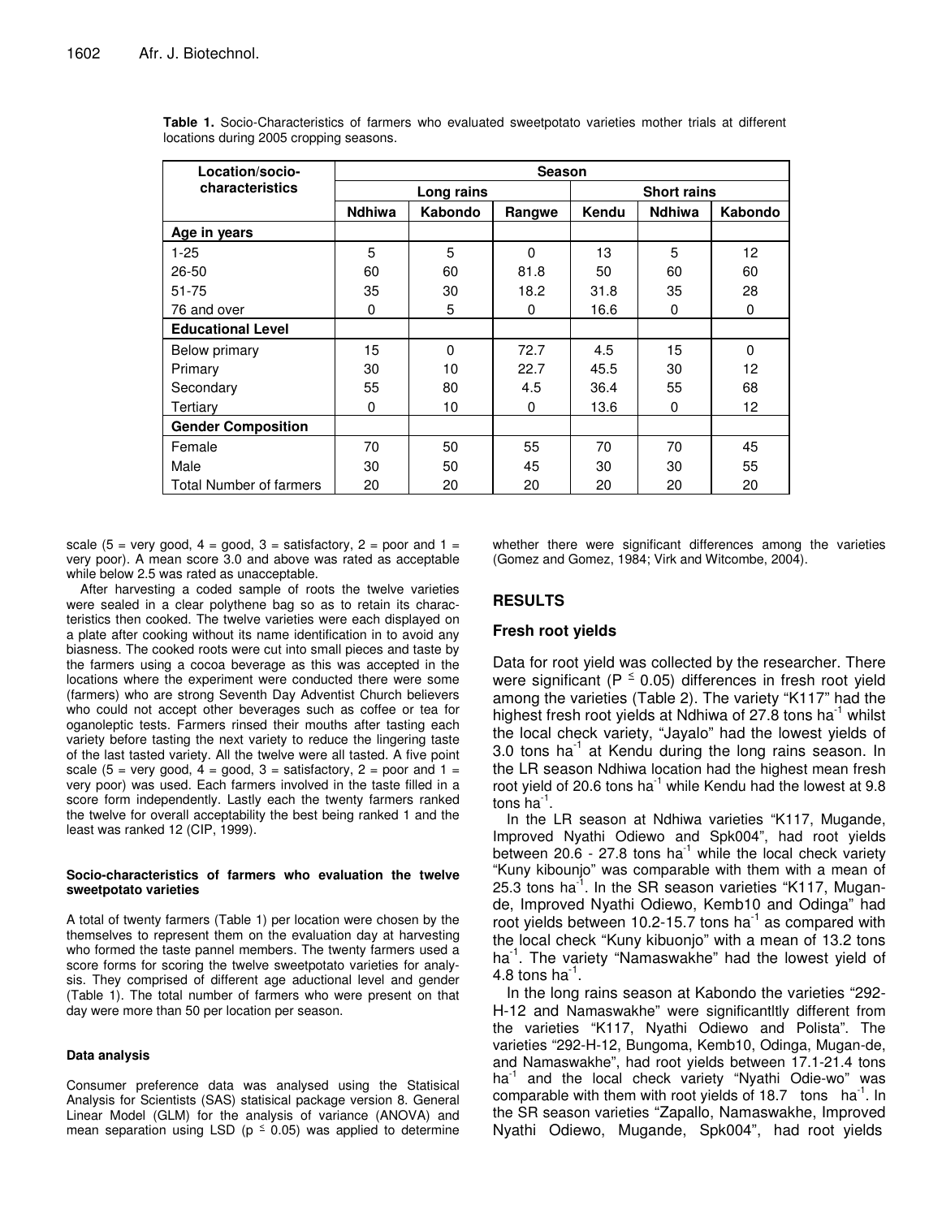**Table 1.** Socio-Characteristics of farmers who evaluated sweetpotato varieties mother trials at different locations during 2005 cropping seasons.

| Location/socio-characteristics | Season | | | | | |
|---|---|---|---|---|---|---|
| | Long rains | | | Short rains | | |
| | Ndhiwa | Kabondo | Rangwe | Kendu | Ndhiwa | Kabondo |
| **Age in years** | | | | | | |
| 1-25 | 5 | 5 | 0 | 13 | 5 | 12 |
| 26-50 | 60 | 60 | 81.8 | 50 | 60 | 60 |
| 51-75 | 35 | 30 | 18.2 | 31.8 | 35 | 28 |
| 76 and over | 0 | 5 | 0 | 16.6 | 0 | 0 |
| **Educational Level** | | | | | | |
| Below primary | 15 | 0 | 72.7 | 4.5 | 15 | 0 |
| Primary | 30 | 10 | 22.7 | 45.5 | 30 | 12 |
| Secondary | 55 | 80 | 4.5 | 36.4 | 55 | 68 |
| Tertiary | 0 | 10 | 0 | 13.6 | 0 | 12 |
| **Gender Composition** | | | | | | |
| Female | 70 | 50 | 55 | 70 | 70 | 45 |
| Male | 30 | 50 | 45 | 30 | 30 | 55 |
| Total Number of farmers | 20 | 20 | 20 | 20 | 20 | 20 |

scale (5 = very good, 4 = good, 3 = satisfactory, 2 = poor and 1 = very poor). A mean score 3.0 and above was rated as acceptable while below 2.5 was rated as unacceptable.

After harvesting a coded sample of roots the twelve varieties were sealed in a clear polythene bag so as to retain its characteristics then cooked. The twelve varieties were each displayed on a plate after cooking without its name identification in to avoid any biasness. The cooked roots were cut into small pieces and taste by the farmers using a cocoa beverage as this was accepted in the locations where the experiment were conducted there were some (farmers) who are strong Seventh Day Adventist Church believers who could not accept other beverages such as coffee or tea for oganoleptic tests. Farmers rinsed their mouths after tasting each variety before tasting the next variety to reduce the lingering taste of the last tasted variety. All the twelve were all tasted. A five point scale (5 = very good, 4 = good, 3 = satisfactory, 2 = poor and 1 = very poor) was used. Each farmers involved in the taste filled in a score form independently. Lastly each the twenty farmers ranked the twelve for overall acceptability the best being ranked 1 and the least was ranked 12 (CIP, 1999).

#### Socio-characteristics of farmers who evaluation the twelve sweetpotato varieties

A total of twenty farmers (Table 1) per location were chosen by the themselves to represent them on the evaluation day at harvesting who formed the taste pannel members. The twenty farmers used a score forms for scoring the twelve sweetpotato varieties for analysis. They comprised of different age aductional level and gender (Table 1). The total number of farmers who were present on that day were more than 50 per location per season.

#### Data analysis

Consumer preference data was analysed using the Statisical Analysis for Scientists (SAS) statisical package version 8. General Linear Model (GLM) for the analysis of variance (ANOVA) and mean separation using LSD ($p \leq 0.05$) was applied to determine whether there were significant differences among the varieties (Gomez and Gomez, 1984; Virk and Witcombe, 2004).

## RESULTS

### Fresh root yields

Data for root yield was collected by the researcher. There were significant ($P \leq 0.05$) differences in fresh root yield among the varieties (Table 2). The variety "K117" had the highest fresh root yields at Ndhiwa of 27.8 tons $ha^{-1}$ whilst the local check variety, "Jayalo" had the lowest yields of 3.0 tons $ha^{-1}$ at Kendu during the long rains season. In the LR season Ndhiwa location had the highest mean fresh root yield of 20.6 tons $ha^{-1}$ while Kendu had the lowest at 9.8 tons $ha^{-1}$.

In the LR season at Ndhiwa varieties "K117, Mugande, Improved Nyathi Odiewo and Spk004", had root yields between 20.6 - 27.8 tons $ha^{-1}$ while the local check variety "Kuny kibounjo" was comparable with them with a mean of 25.3 tons $ha^{-1}$. In the SR season varieties "K117, Mugande, Improved Nyathi Odiewo, Kemb10 and Odinga" had root yields between 10.2-15.7 tons $ha^{-1}$ as compared with the local check "Kuny kibuonjo" with a mean of 13.2 tons $ha^{-1}$. The variety "Namaswakhe" had the lowest yield of 4.8 tons $ha^{-1}$.

In the long rains season at Kabondo the varieties "292-H-12 and Namaswakhe" were significantltly different from the varieties "K117, Nyathi Odiewo and Polista". The varieties "292-H-12, Bungoma, Kemb10, Odinga, Mugan-de, and Namaswakhe", had root yields between 17.1-21.4 tons $ha^{-1}$ and the local check variety "Nyathi Odie-wo" was comparable with them with root yields of 18.7 tons $ha^{-1}$. In the SR season varieties "Zapallo, Namaswakhe, Improved Nyathi Odiewo, Mugande, Spk004", had root yields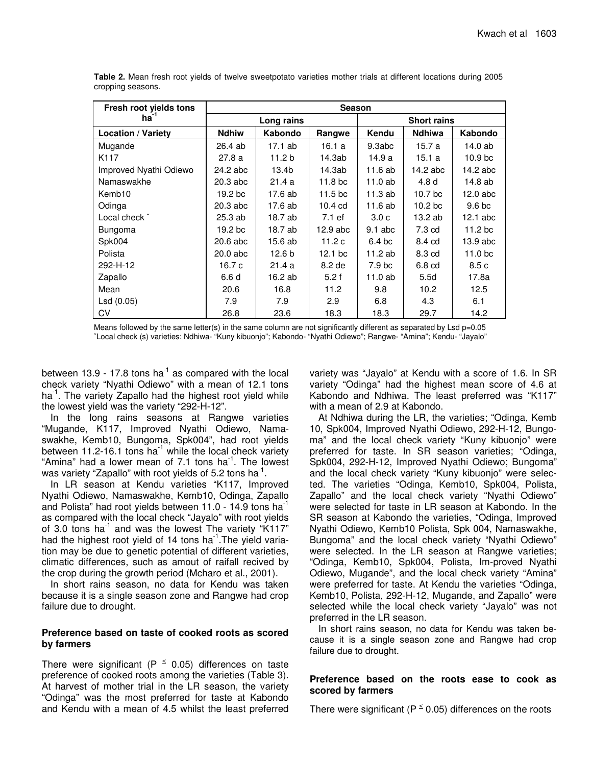**Table 2.** Mean fresh root yields of twelve sweetpotato varieties mother trials at different locations during 2005 cropping seasons.

| Fresh root yields tons $ha^{-1}$ | Season | | | | | |
|---|---|---|---|---|---|---|
| | Long rains | | | Short rains | | |
| **Location / Variety** | **Ndhiw** | **Kabondo** | **Rangwe** | **Kendu** | **Ndhiwa** | **Kabondo** |
| Mugande | 26.4 ab | 17.1 ab | 16.1 a | 9.3abc | 15.7 a | 14.0 ab |
| K117 | 27.8 a | 11.2 b | 14.3ab | 14.9 a | 15.1 a | 10.9 bc |
| Improved Nyathi Odiewo | 24.2 abc | 13.4b | 14.3ab | 11.6 ab | 14.2 abc | 14.2 abc |
| Namaswakhe | 20.3 abc | 21.4 a | 11.8 bc | 11.0 ab | 4.8 d | 14.8 ab |
| Kemb10 | 19.2 bc | 17.6 ab | 11.5 bc | 11.3 ab | 10.7 bc | 12.0 abc |
| Odinga | 20.3 abc | 17.6 ab | 10.4 cd | 11.6 ab | 10.2 bc | 9.6 bc |
| Local check ˇ | 25.3 ab | 18.7 ab | 7.1 ef | 3.0 c | 13.2 ab | 12.1 abc |
| Bungoma | 19.2 bc | 18.7 ab | 12.9 abc | 9.1 abc | 7.3 cd | 11.2 bc |
| Spk004 | 20.6 abc | 15.6 ab | 11.2 c | 6.4 bc | 8.4 cd | 13.9 abc |
| Polista | 20.0 abc | 12.6 b | 12.1 bc | 11.2 ab | 8.3 cd | 11.0 bc |
| 292-H-12 | 16.7 c | 21.4 a | 8.2 de | 7.9 bc | 6.8 cd | 8.5 c |
| Zapallo | 6.6 d | 16.2 ab | 5.2 f | 11.0 ab | 5.5d | 17.8a |
| Mean | 20.6 | 16.8 | 11.2 | 9.8 | 10.2 | 12.5 |
| Lsd (0.05) | 7.9 | 7.9 | 2.9 | 6.8 | 4.3 | 6.1 |
| CV | 26.8 | 23.6 | 18.3 | 18.3 | 29.7 | 14.2 |

Means followed by the same letter(s) in the same column are not significantly different as separated by Lsd p=0.05
ˇLocal check (s) varieties: Ndhiwa- "Kuny kibuonjo"; Kabondo- "Nyathi Odiewo"; Rangwe- "Amina"; Kendu- "Jayalo"

between 13.9 - 17.8 tons $ha^{-1}$ as compared with the local check variety "Nyathi Odiewo" with a mean of 12.1 tons $ha^{-1}$. The variety Zapallo had the highest root yield while the lowest yield was the variety "292-H-12".

In the long rains seasons at Rangwe varieties "Mugande, K117, Improved Nyathi Odiewo, Namaswakhe, Kemb10, Bungoma, Spk004", had root yields between 11.2-16.1 tons $ha^{-1}$ while the local check variety "Amina" had a lower mean of 7.1 tons $ha^{-1}$. The lowest was variety "Zapallo" with root yields of 5.2 tons $ha^{-1}$.

In LR season at Kendu varieties "K117, Improved Nyathi Odiewo, Namaswakhe, Kemb10, Odinga, Zapallo and Polista" had root yields between 11.0 - 14.9 tons $ha^{-1}$ as compared with the local check "Jayalo" with root yields of 3.0 tons $ha^{-1}$ and was the lowest The variety "K117" had the highest root yield of 14 tons $ha^{-1}$.The yield variation may be due to genetic potential of different varieties, climatic differences, such as amount of raifall recived by the crop during the growth period (Mcharo et al., 2001).

In short rains season, no data for Kendu was taken because it is a single season zone and Rangwe had crop failure due to drought.

### Preference based on taste of cooked roots as scored by farmers

There were significant ($P \leq 0.05$) differences on taste preference of cooked roots among the varieties (Table 3). At harvest of mother trial in the LR season, the variety "Odinga" was the most preferred for taste at Kabondo and Kendu with a mean of 4.5 whilst the least preferred variety was "Jayalo" at Kendu with a score of 1.6. In SR variety "Odinga" had the highest mean score of 4.6 at Kabondo and Ndhiwa. The least preferred was "K117" with a mean of 2.9 at Kabondo.

At Ndhiwa during the LR, the varieties; "Odinga, Kemb 10, Spk004, Improved Nyathi Odiewo, 292-H-12, Bungoma" and the local check variety "Kuny kibuonjo" were preferred for taste. In SR season varieties; "Odinga, Spk004, 292-H-12, Improved Nyathi Odiewo; Bungoma" and the local check variety "Kuny kibuonjo" were selected. The varieties "Odinga, Kemb10, Spk004, Polista, Zapallo" and the local check variety "Nyathi Odiewo" were selected for taste in LR season at Kabondo. In the SR season at Kabondo the varieties, "Odinga, Improved Nyathi Odiewo, Kemb10 Polista, Spk 004, Namaswakhe, Bungoma" and the local check variety "Nyathi Odiewo" were selected. In the LR season at Rangwe varieties; "Odinga, Kemb10, Spk004, Polista, Im-proved Nyathi Odiewo, Mugande", and the local check variety "Amina" were preferred for taste. At Kendu the varieties "Odinga, Kemb10, Polista, 292-H-12, Mugande, and Zapallo" were selected while the local check variety "Jayalo" was not preferred in the LR season.

In short rains season, no data for Kendu was taken because it is a single season zone and Rangwe had crop failure due to drought.

### Preference based on the roots ease to cook as scored by farmers

There were significant ($P \leq 0.05$) differences on the roots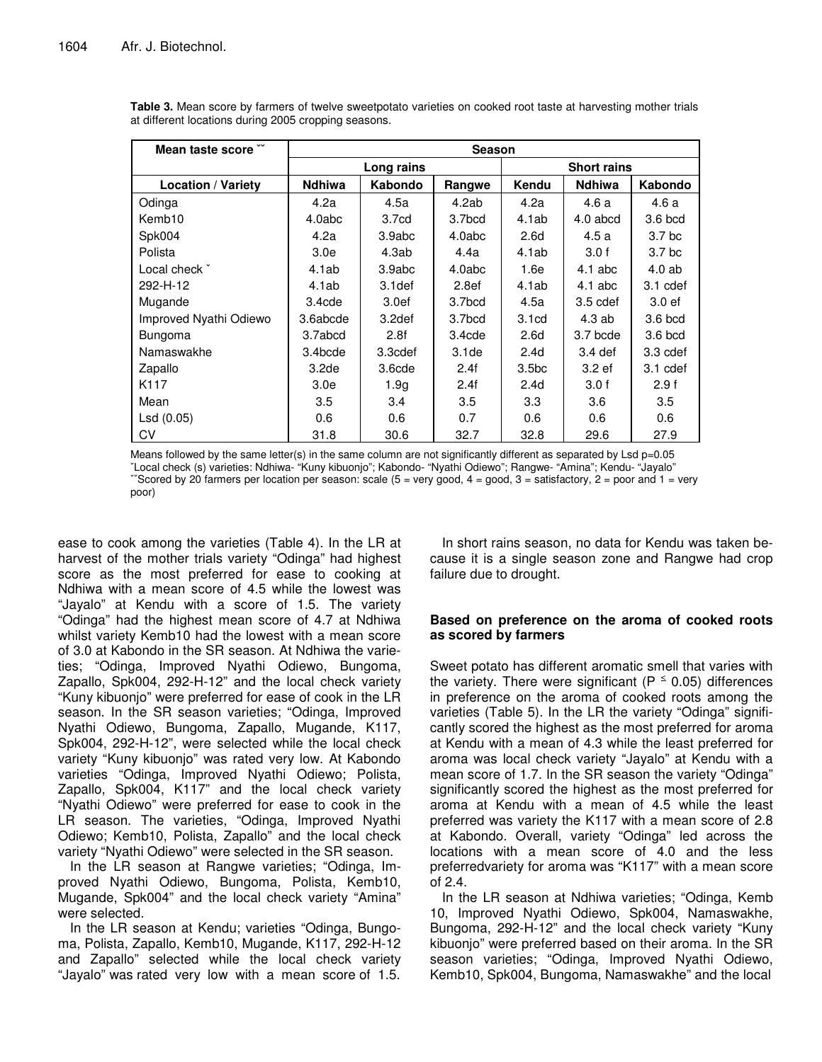**Table 3.** Mean score by farmers of twelve sweetpotato varieties on cooked root taste at harvesting mother trials at different locations during 2005 cropping seasons.

| Mean taste score ˇˇ | Season | | | | | |
|---|---|---|---|---|---|---|
| | Long rains | | | Short rains | | |
| Location / Variety | Ndhiwa | Kabondo | Rangwe | Kendu | Ndhiwa | Kabondo |
| Odinga | 4.2a | 4.5a | 4.2ab | 4.2a | 4.6 a | 4.6 a |
| Kemb10 | 4.0abc | 3.7cd | 3.7bcd | 4.1ab | 4.0 abcd | 3.6 bcd |
| Spk004 | 4.2a | 3.9abc | 4.0abc | 2.6d | 4.5 a | 3.7 bc |
| Polista | 3.0e | 4.3ab | 4.4a | 4.1ab | 3.0 f | 3.7 bc |
| Local check ˇ | 4.1ab | 3.9abc | 4.0abc | 1.6e | 4.1 abc | 4.0 ab |
| 292-H-12 | 4.1ab | 3.1def | 2.8ef | 4.1ab | 4.1 abc | 3.1 cdef |
| Mugande | 3.4cde | 3.0ef | 3.7bcd | 4.5a | 3.5 cdef | 3.0 ef |
| Improved Nyathi Odiewo | 3.6abcde | 3.2def | 3.7bcd | 3.1cd | 4.3 ab | 3.6 bcd |
| Bungoma | 3.7abcd | 2.8f | 3.4cde | 2.6d | 3.7 bcde | 3.6 bcd |
| Namaswakhe | 3.4bcde | 3.3cdef | 3.1de | 2.4d | 3.4 def | 3.3 cdef |
| Zapallo | 3.2de | 3.6cde | 2.4f | 3.5bc | 3.2 ef | 3.1 cdef |
| K117 | 3.0e | 1.9g | 2.4f | 2.4d | 3.0 f | 2.9 f |
| Mean | 3.5 | 3.4 | 3.5 | 3.3 | 3.6 | 3.5 |
| Lsd (0.05) | 0.6 | 0.6 | 0.7 | 0.6 | 0.6 | 0.6 |
| CV | 31.8 | 30.6 | 32.7 | 32.8 | 29.6 | 27.9 |

Means followed by the same letter(s) in the same column are not significantly different as separated by Lsd p=0.05
ˇLocal check (s) varieties: Ndhiwa- "Kuny kibuonjo"; Kabondo- "Nyathi Odiewo"; Rangwe- "Amina"; Kendu- "Jayalo"
ˇˇScored by 20 farmers per location per season: scale (5 = very good, 4 = good, 3 = satisfactory, 2 = poor and 1 = very poor)

ease to cook among the varieties (Table 4). In the LR at harvest of the mother trials variety "Odinga" had highest score as the most preferred for ease to cooking at Ndhiwa with a mean score of 4.5 while the lowest was "Jayalo" at Kendu with a score of 1.5. The variety "Odinga" had the highest mean score of 4.7 at Ndhiwa whilst variety Kemb10 had the lowest with a mean score of 3.0 at Kabondo in the SR season. At Ndhiwa the varieties; "Odinga, Improved Nyathi Odiewo, Bungoma, Zapallo, Spk004, 292-H-12" and the local check variety "Kuny kibuonjo" were preferred for ease of cook in the LR season. In the SR season varieties; "Odinga, Improved Nyathi Odiewo, Bungoma, Zapallo, Mugande, K117, Spk004, 292-H-12", were selected while the local check variety "Kuny kibuonjo" was rated very low. At Kabondo varieties "Odinga, Improved Nyathi Odiewo; Polista, Zapallo, Spk004, K117" and the local check variety "Nyathi Odiewo" were preferred for ease to cook in the LR season. The varieties, "Odinga, Improved Nyathi Odiewo; Kemb10, Polista, Zapallo" and the local check variety "Nyathi Odiewo" were selected in the SR season.

In the LR season at Rangwe varieties; "Odinga, Improved Nyathi Odiewo, Bungoma, Polista, Kemb10, Mugande, Spk004" and the local check variety "Amina" were selected.

In the LR season at Kendu; varieties "Odinga, Bungoma, Polista, Zapallo, Kemb10, Mugande, K117, 292-H-12 and Zapallo" selected while the local check variety "Jayalo" was rated very low with a mean score of 1.5.

In short rains season, no data for Kendu was taken because it is a single season zone and Rangwe had crop failure due to drought.

### Based on preference on the aroma of cooked roots as scored by farmers

Sweet potato has different aromatic smell that varies with the variety. There were significant ($P \leq 0.05$) differences in preference on the aroma of cooked roots among the varieties (Table 5). In the LR the variety "Odinga" significantly scored the highest as the most preferred for aroma at Kendu with a mean of 4.3 while the least preferred for aroma was local check variety "Jayalo" at Kendu with a mean score of 1.7. In the SR season the variety "Odinga" significantly scored the highest as the most preferred for aroma at Kendu with a mean of 4.5 while the least preferred was variety the K117 with a mean score of 2.8 at Kabondo. Overall, variety "Odinga" led across the locations with a mean score of 4.0 and the less preferredvariety for aroma was "K117" with a mean score of 2.4.

In the LR season at Ndhiwa varieties; "Odinga, Kemb 10, Improved Nyathi Odiewo, Spk004, Namaswakhe, Bungoma, 292-H-12" and the local check variety "Kuny kibuonjo" were preferred based on their aroma. In the SR season varieties; "Odinga, Improved Nyathi Odiewo, Kemb10, Spk004, Bungoma, Namaswakhe" and the local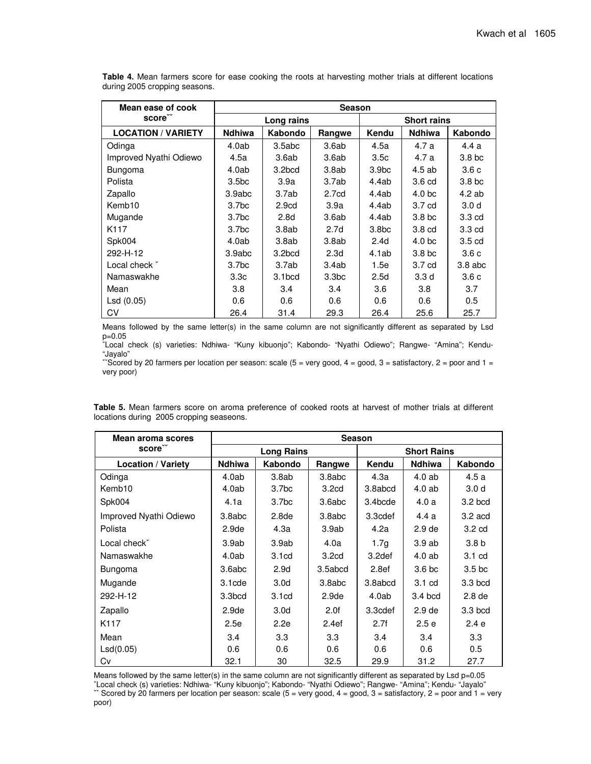**Table 4.** Mean farmers score for ease cooking the roots at harvesting mother trials at different locations during 2005 cropping seasons.

| Mean ease of cook score˘˘ | Season | | | | | |
|---|---|---|---|---|---|---|
| | Long rains | | | Short rains | | |
| **LOCATION / VARIETY** | **Ndhiwa** | **Kabondo** | **Rangwe** | **Kendu** | **Ndhiwa** | **Kabondo** |
| Odinga | 4.0ab | 3.5abc | 3.6ab | 4.5a | 4.7 a | 4.4 a |
| Improved Nyathi Odiewo | 4.5a | 3.6ab | 3.6ab | 3.5c | 4.7 a | 3.8 bc |
| Bungoma | 4.0ab | 3.2bcd | 3.8ab | 3.9bc | 4.5 ab | 3.6 c |
| Polista | 3.5bc | 3.9a | 3.7ab | 4.4ab | 3.6 cd | 3.8 bc |
| Zapallo | 3.9abc | 3.7ab | 2.7cd | 4.4ab | 4.0 bc | 4.2 ab |
| Kemb10 | 3.7bc | 2.9cd | 3.9a | 4.4ab | 3.7 cd | 3.0 d |
| Mugande | 3.7bc | 2.8d | 3.6ab | 4.4ab | 3.8 bc | 3.3 cd |
| K117 | 3.7bc | 3.8ab | 2.7d | 3.8bc | 3.8 cd | 3.3 cd |
| Spk004 | 4.0ab | 3.8ab | 3.8ab | 2.4d | 4.0 bc | 3.5 cd |
| 292-H-12 | 3.9abc | 3.2bcd | 2.3d | 4.1ab | 3.8 bc | 3.6 c |
| Local check ˘ | 3.7bc | 3.7ab | 3.4ab | 1.5e | 3.7 cd | 3.8 abc |
| Namaswakhe | 3.3c | 3.1bcd | 3.3bc | 2.5d | 3.3 d | 3.6 c |
| Mean | 3.8 | 3.4 | 3.4 | 3.6 | 3.8 | 3.7 |
| Lsd (0.05) | 0.6 | 0.6 | 0.6 | 0.6 | 0.6 | 0.5 |
| CV | 26.4 | 31.4 | 29.3 | 26.4 | 25.6 | 25.7 |

Means followed by the same letter(s) in the same column are not significantly different as separated by Lsd p=0.05

˘Local check (s) varieties: Ndhiwa- "Kuny kibuonjo"; Kabondo- "Nyathi Odiewo"; Rangwe- "Amina"; Kendu- "Jayalo"

˘˘Scored by 20 farmers per location per season: scale (5 = very good, 4 = good, 3 = satisfactory, 2 = poor and 1 = very poor)

**Table 5.** Mean farmers score on aroma preference of cooked roots at harvest of mother trials at different locations during 2005 cropping seaseons.

| Mean aroma scores score˘˘ | Season | | | | | |
|---|---|---|---|---|---|---|
| | Long Rains | | | Short Rains | | |
| **Location / Variety** | **Ndhiwa** | **Kabondo** | **Rangwe** | **Kendu** | **Ndhiwa** | **Kabondo** |
| Odinga | 4.0ab | 3.8ab | 3.8abc | 4.3a | 4.0 ab | 4.5 a |
| Kemb10 | 4.0ab | 3.7bc | 3.2cd | 3.8abcd | 4.0 ab | 3.0 d |
| Spk004 | 4.1a | 3.7bc | 3.6abc | 3.4bcde | 4.0 a | 3.2 bcd |
| Improved Nyathi Odiewo | 3.8abc | 2.8de | 3.8abc | 3.3cdef | 4.4 a | 3.2 acd |
| Polista | 2.9de | 4.3a | 3.9ab | 4.2a | 2.9 de | 3.2 cd |
| Local check˘ | 3.9ab | 3.9ab | 4.0a | 1.7g | 3.9 ab | 3.8 b |
| Namaswakhe | 4.0ab | 3.1cd | 3.2cd | 3.2def | 4.0 ab | 3.1 cd |
| Bungoma | 3.6abc | 2.9d | 3.5abcd | 2.8ef | 3.6 bc | 3.5 bc |
| Mugande | 3.1cde | 3.0d | 3.8abc | 3.8abcd | 3.1 cd | 3.3 bcd |
| 292-H-12 | 3.3bcd | 3.1cd | 2.9de | 4.0ab | 3.4 bcd | 2.8 de |
| Zapallo | 2.9de | 3.0d | 2.0f | 3.3cdef | 2.9 de | 3.3 bcd |
| K117 | 2.5e | 2.2e | 2.4ef | 2.7f | 2.5 e | 2.4 e |
| Mean | 3.4 | 3.3 | 3.3 | 3.4 | 3.4 | 3.3 |
| Lsd(0.05) | 0.6 | 0.6 | 0.6 | 0.6 | 0.6 | 0.5 |
| Cv | 32.1 | 30 | 32.5 | 29.9 | 31.2 | 27.7 |

Means followed by the same letter(s) in the same column are not significantly different as separated by Lsd p=0.05

˘Local check (s) varieties: Ndhiwa- "Kuny kibuonjo"; Kabondo- "Nyathi Odiewo"; Rangwe- "Amina"; Kendu- "Jayalo"

˘˘ Scored by 20 farmers per location per season: scale (5 = very good, 4 = good, 3 = satisfactory, 2 = poor and 1 = very poor)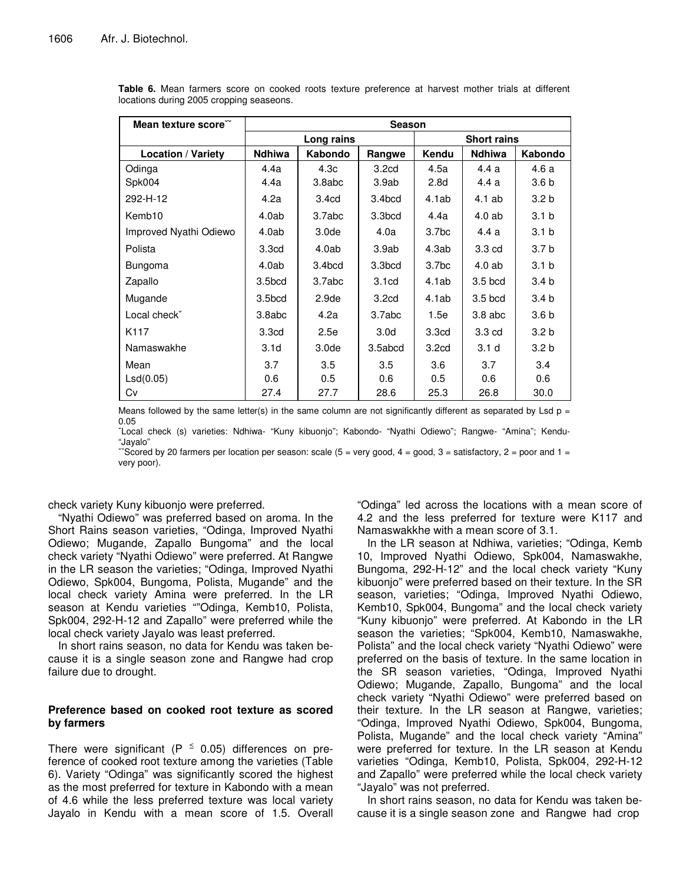**Table 6.** Mean farmers score on cooked roots texture preference at harvest mother trials at different locations during 2005 cropping seaseons.

| Mean texture score˘˘ | Season | | | | | |
|---|---|---|---|---|---|---|
| | Long rains | | | Short rains | | |
| Location / Variety | Ndhiwa | Kabondo | Rangwe | Kendu | Ndhiwa | Kabondo |
| Odinga | 4.4a | 4.3c | 3.2cd | 4.5a | 4.4 a | 4.6 a |
| Spk004 | 4.4a | 3.8abc | 3.9ab | 2.8d | 4.4 a | 3.6 b |
| 292-H-12 | 4.2a | 3.4cd | 3.4bcd | 4.1ab | 4.1 ab | 3.2 b |
| Kemb10 | 4.0ab | 3.7abc | 3.3bcd | 4.4a | 4.0 ab | 3.1 b |
| Improved Nyathi Odiewo | 4.0ab | 3.0de | 4.0a | 3.7bc | 4.4 a | 3.1 b |
| Polista | 3.3cd | 4.0ab | 3.9ab | 4.3ab | 3.3 cd | 3.7 b |
| Bungoma | 4.0ab | 3.4bcd | 3.3bcd | 3.7bc | 4.0 ab | 3.1 b |
| Zapallo | 3.5bcd | 3.7abc | 3.1cd | 4.1ab | 3.5 bcd | 3.4 b |
| Mugande | 3.5bcd | 2.9de | 3.2cd | 4.1ab | 3.5 bcd | 3.4 b |
| Local check˘ | 3.8abc | 4.2a | 3.7abc | 1.5e | 3.8 abc | 3.6 b |
| K117 | 3.3cd | 2.5e | 3.0d | 3.3cd | 3.3 cd | 3.2 b |
| Namaswakhe | 3.1d | 3.0de | 3.5abcd | 3.2cd | 3.1 d | 3.2 b |
| Mean | 3.7 | 3.5 | 3.5 | 3.6 | 3.7 | 3.4 |
| Lsd(0.05) | 0.6 | 0.5 | 0.6 | 0.5 | 0.6 | 0.6 |
| Cv | 27.4 | 27.7 | 28.6 | 25.3 | 26.8 | 30.0 |

Means followed by the same letter(s) in the same column are not significantly different as separated by Lsd p = 0.05

˘Local check (s) varieties: Ndhiwa- "Kuny kibuonjo"; Kabondo- "Nyathi Odiewo"; Rangwe- "Amina"; Kendu- "Jayalo"

˘˘Scored by 20 farmers per location per season: scale (5 = very good, 4 = good, 3 = satisfactory, 2 = poor and 1 = very poor).

check variety Kuny kibuonjo were preferred.

"Nyathi Odiewo" was preferred based on aroma. In the Short Rains season varieties, "Odinga, Improved Nyathi Odiewo; Mugande, Zapallo Bungoma" and the local check variety "Nyathi Odiewo" were preferred. At Rangwe in the LR season the varieties; "Odinga, Improved Nyathi Odiewo, Spk004, Bungoma, Polista, Mugande" and the local check variety Amina were preferred. In the LR season at Kendu varieties ""Odinga, Kemb10, Polista, Spk004, 292-H-12 and Zapallo" were preferred while the local check variety Jayalo was least preferred.

In short rains season, no data for Kendu was taken because it is a single season zone and Rangwe had crop failure due to drought.

### Preference based on cooked root texture as scored by farmers

There were significant ($P \leq 0.05$) differences on preference of cooked root texture among the varieties (Table 6). Variety "Odinga" was significantly scored the highest as the most preferred for texture in Kabondo with a mean of 4.6 while the less preferred texture was local variety Jayalo in Kendu with a mean score of 1.5. Overall "Odinga" led across the locations with a mean score of 4.2 and the less preferred for texture were K117 and Namaswakkhe with a mean score of 3.1.

In the LR season at Ndhiwa, varieties; "Odinga, Kemb 10, Improved Nyathi Odiewo, Spk004, Namaswakhe, Bungoma, 292-H-12" and the local check variety "Kuny kibuonjo" were preferred based on their texture. In the SR season, varieties; "Odinga, Improved Nyathi Odiewo, Kemb10, Spk004, Bungoma" and the local check variety "Kuny kibuonjo" were preferred. At Kabondo in the LR season the varieties; "Spk004, Kemb10, Namaswakhe, Polista" and the local check variety "Nyathi Odiewo" were preferred on the basis of texture. In the same location in the SR season varieties, "Odinga, Improved Nyathi Odiewo; Mugande, Zapallo, Bungoma" and the local check variety "Nyathi Odiewo" were preferred based on their texture. In the LR season at Rangwe, varieties; "Odinga, Improved Nyathi Odiewo, Spk004, Bungoma, Polista, Mugande" and the local check variety "Amina" were preferred for texture. In the LR season at Kendu varieties "Odinga, Kemb10, Polista, Spk004, 292-H-12 and Zapallo" were preferred while the local check variety "Jayalo" was not preferred.

In short rains season, no data for Kendu was taken because it is a single season zone and Rangwe had crop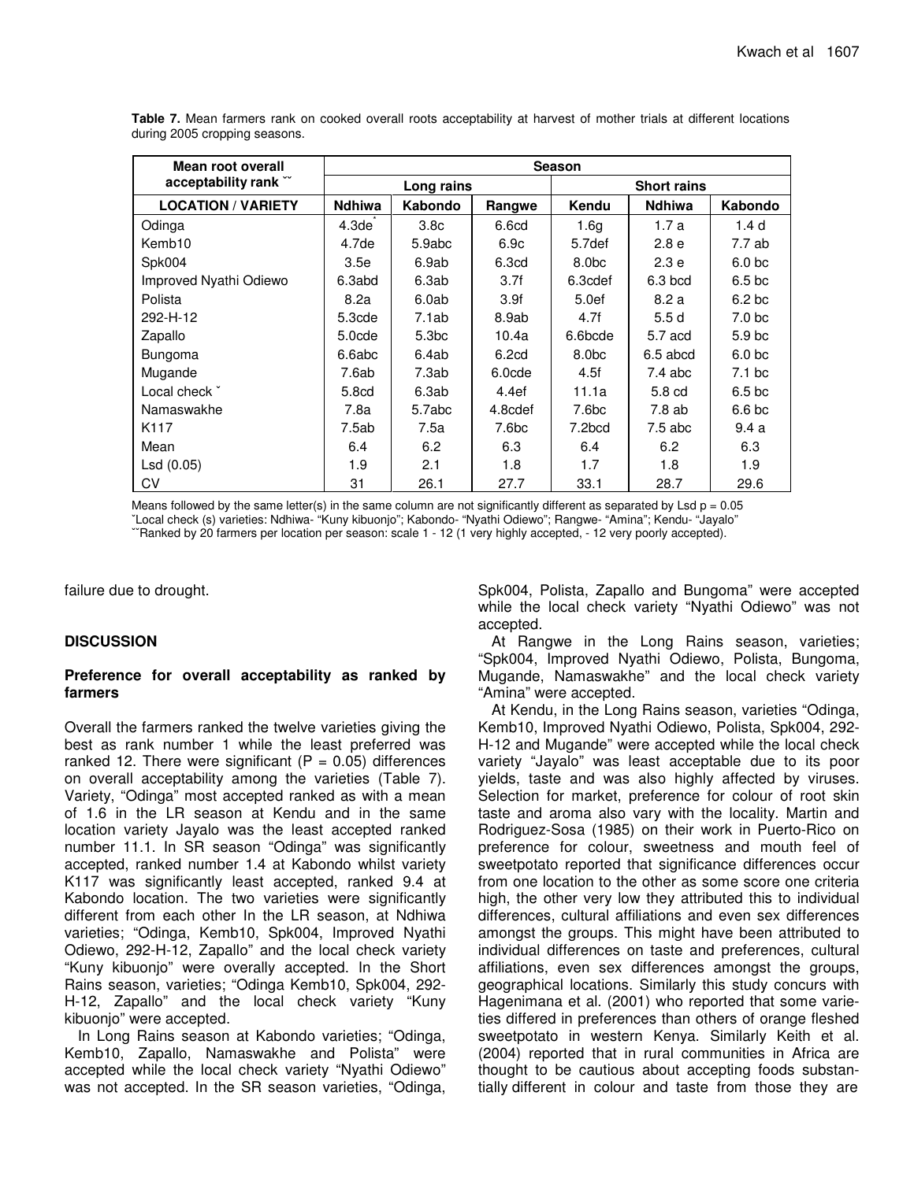**Table 7.** Mean farmers rank on cooked overall roots acceptability at harvest of mother trials at different locations during 2005 cropping seasons.

| Mean root overall acceptability rank ˇˇ | Season | | | | | |
|---|---|---|---|---|---|---|
| | Long rains | | | Short rains | | |
| LOCATION / VARIETY | Ndhiwa | Kabondo | Rangwe | Kendu | Ndhiwa | Kabondo |
| Odinga | 4.3de* | 3.8c | 6.6cd | 1.6g | 1.7 a | 1.4 d |
| Kemb10 | 4.7de | 5.9abc | 6.9c | 5.7def | 2.8 e | 7.7 ab |
| Spk004 | 3.5e | 6.9ab | 6.3cd | 8.0bc | 2.3 e | 6.0 bc |
| Improved Nyathi Odiewo | 6.3abd | 6.3ab | 3.7f | 6.3cdef | 6.3 bcd | 6.5 bc |
| Polista | 8.2a | 6.0ab | 3.9f | 5.0ef | 8.2 a | 6.2 bc |
| 292-H-12 | 5.3cde | 7.1ab | 8.9ab | 4.7f | 5.5 d | 7.0 bc |
| Zapallo | 5.0cde | 5.3bc | 10.4a | 6.6bcde | 5.7 acd | 5.9 bc |
| Bungoma | 6.6abc | 6.4ab | 6.2cd | 8.0bc | 6.5 abcd | 6.0 bc |
| Mugande | 7.6ab | 7.3ab | 6.0cde | 4.5f | 7.4 abc | 7.1 bc |
| Local check ˇ | 5.8cd | 6.3ab | 4.4ef | 11.1a | 5.8 cd | 6.5 bc |
| Namaswakhe | 7.8a | 5.7abc | 4.8cdef | 7.6bc | 7.8 ab | 6.6 bc |
| K117 | 7.5ab | 7.5a | 7.6bc | 7.2bcd | 7.5 abc | 9.4 a |
| Mean | 6.4 | 6.2 | 6.3 | 6.4 | 6.2 | 6.3 |
| Lsd (0.05) | 1.9 | 2.1 | 1.8 | 1.7 | 1.8 | 1.9 |
| CV | 31 | 26.1 | 27.7 | 33.1 | 28.7 | 29.6 |

Means followed by the same letter(s) in the same column are not significantly different as separated by Lsd p = 0.05
ˇLocal check (s) varieties: Ndhiwa- "Kuny kibuonjo"; Kabondo- "Nyathi Odiewo"; Rangwe- "Amina"; Kendu- "Jayalo"
ˇˇRanked by 20 farmers per location per season: scale 1 - 12 (1 very highly accepted, - 12 very poorly accepted).

failure due to drought.

## DISCUSSION

### Preference for overall acceptability as ranked by farmers

Overall the farmers ranked the twelve varieties giving the best as rank number 1 while the least preferred was ranked 12. There were significant ($P = 0.05$) differences on overall acceptability among the varieties (Table 7). Variety, "Odinga" most accepted ranked as with a mean of 1.6 in the LR season at Kendu and in the same location variety Jayalo was the least accepted ranked number 11.1. In SR season "Odinga" was significantly accepted, ranked number 1.4 at Kabondo whilst variety K117 was significantly least accepted, ranked 9.4 at Kabondo location. The two varieties were significantly different from each other In the LR season, at Ndhiwa varieties; "Odinga, Kemb10, Spk004, Improved Nyathi Odiewo, 292-H-12, Zapallo" and the local check variety "Kuny kibuonjo" were overally accepted. In the Short Rains season, varieties; "Odinga Kemb10, Spk004, 292-H-12, Zapallo" and the local check variety "Kuny kibuonjo" were accepted.

In Long Rains season at Kabondo varieties; "Odinga, Kemb10, Zapallo, Namaswakhe and Polista" were accepted while the local check variety "Nyathi Odiewo" was not accepted. In the SR season varieties, "Odinga, Spk004, Polista, Zapallo and Bungoma" were accepted while the local check variety "Nyathi Odiewo" was not accepted.

At Rangwe in the Long Rains season, varieties; "Spk004, Improved Nyathi Odiewo, Polista, Bungoma, Mugande, Namaswakhe" and the local check variety "Amina" were accepted.

At Kendu, in the Long Rains season, varieties "Odinga, Kemb10, Improved Nyathi Odiewo, Polista, Spk004, 292-H-12 and Mugande" were accepted while the local check variety "Jayalo" was least acceptable due to its poor yields, taste and was also highly affected by viruses. Selection for market, preference for colour of root skin taste and aroma also vary with the locality. Martin and Rodriguez-Sosa (1985) on their work in Puerto-Rico on preference for colour, sweetness and mouth feel of sweetpotato reported that significance differences occur from one location to the other as some score one criteria high, the other very low they attributed this to individual differences, cultural affiliations and even sex differences amongst the groups. This might have been attributed to individual differences on taste and preferences, cultural affiliations, even sex differences amongst the groups, geographical locations. Similarly this study concurs with Hagenimana et al. (2001) who reported that some varieties differed in preferences than others of orange fleshed sweetpotato in western Kenya. Similarly Keith et al. (2004) reported that in rural communities in Africa are thought to be cautious about accepting foods substantially different in colour and taste from those they are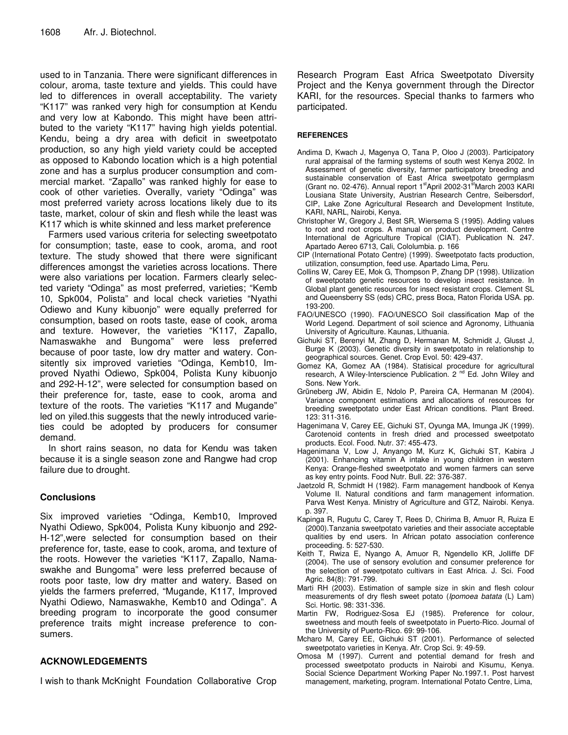used to in Tanzania. There were significant differences in colour, aroma, taste texture and yields. This could have led to differences in overall acceptability. The variety "K117" was ranked very high for consumption at Kendu and very low at Kabondo. This might have been attributed to the variety "K117" having high yields potential. Kendu, being a dry area with deficit in sweetpotato production, so any high yield variety could be accepted as opposed to Kabondo location which is a high potential zone and has a surplus producer consumption and commercial market. "Zapallo" was ranked highly for ease to cook of other varieties. Overally, variety "Odinga" was most preferred variety across locations likely due to its taste, market, colour of skin and flesh while the least was K117 which is white skinned and less market preference

Farmers used various criteria for selecting sweetpotato for consumption; taste, ease to cook, aroma, and root texture. The study showed that there were significant differences amongst the varieties across locations. There were also variations per location. Farmers clearly selected variety "Odinga" as most preferred, varieties; "Kemb 10, Spk004, Polista" and local check varieties "Nyathi Odiewo and Kuny kibuonjo" were equally preferred for consumption, based on roots taste, ease of cook, aroma and texture. However, the varieties "K117, Zapallo, Namaswakhe and Bungoma" were less preferred because of poor taste, low dry matter and watery. Consitently six improved varieties "Odinga, Kemb10, Improved Nyathi Odiewo, Spk004, Polista Kuny kibuonjo and 292-H-12", were selected for consumption based on their preference for, taste, ease to cook, aroma and texture of the roots. The varieties "K117 and Mugande" led on yiled.this suggests that the newly introduced varieties could be adopted by producers for consumer demand.

In short rains season, no data for Kendu was taken because it is a single season zone and Rangwe had crop failure due to drought.

## Conclusions

Six improved varieties "Odinga, Kemb10, Improved Nyathi Odiewo, Spk004, Polista Kuny kibuonjo and 292-H-12",were selected for consumption based on their preference for, taste, ease to cook, aroma, and texture of the roots. However the varieties "K117, Zapallo, Namaswakhe and Bungoma" were less preferred because of roots poor taste, low dry matter and watery. Based on yields the farmers preferred, "Mugande, K117, Improved Nyathi Odiewo, Namaswakhe, Kemb10 and Odinga". A breeding program to incorporate the good consumer preference traits might increase preference to consumers.

## ACKNOWLEDGEMENTS

I wish to thank McKnight Foundation Collaborative Crop Research Program East Africa Sweetpotato Diversity Project and the Kenya government through the Director KARI, for the resources. Special thanks to farmers who participated.

## REFERENCES

Andima D, Kwach J, Magenya O, Tana P, Oloo J (2003). Participatory rural appraisal of the farming systems of south west Kenya 2002. In Assessment of genetic diversity, farmer participatory breeding and sustainable conservation of East Africa sweetpotato germplasm (Grant no. 02-476). Annual report 1st April 2002-31st March 2003 KARI Lousiana State University, Austrian Research Centre, Seibersdorf, CIP, Lake Zone Agricultural Research and Development Institute, KARI, NARL, Nairobi, Kenya.

Christopher W, Gregory J, Best SR, Wiersema S (1995). Adding values to root and root crops. A manual on product development. Centre International de Agriculture Tropical (CIAT). Publication N. 247. Apartado Aereo 6713, Cali, Cololumbia. p. 166

CIP (International Potato Centre) (1999). Sweetpotato facts production, utilization, consumption, feed use. Apartado Lima, Peru.

Collins W, Carey EE, Mok G, Thompson P, Zhang DP (1998). Utilization of sweetpotato genetic resources to develop insect resistance. In Global plant genetic resources for insect resistant crops. Clement SL and Queensberry SS (eds) CRC, press Boca, Raton Florida USA. pp. 193-200.

FAO/UNESCO (1990). FAO/UNESCO Soil classification Map of the World Legend. Department of soil science and Agronomy, Lithuania University of Agriculture. Kaunas, Lithuania.

Gichuki ST, Berenyi M, Zhang D, Hermanan M, Schmidit J, Glusst J, Burge K (2003). Genetic diversity in sweetpotato in relationship to geographical sources. Genet. Crop Evol. 50: 429-437.

Gomez KA, Gomez AA (1984). Statisical procedure for agricultural research, A Wiley-Interscience Publication. 2nd Ed. John Wiley and Sons. New York.

Grũneberg JW, Abidin E, Ndolo P, Pareira CA, Hermanan M (2004). Variance component estimations and allocations of resources for breeding sweetpotato under East African conditions. Plant Breed. 123: 311-316.

Hagenimana V, Carey EE, Gichuki ST, Oyunga MA, Imunga JK (1999). Carotenoid contents in fresh dried and processed sweetpotato products. Ecol. Food. Nutr. 37: 455-473.

Hagenimana V, Low J, Anyango M, Kurz K, Gichuki ST, Kabira J (2001). Enhancing vitamin A intake in young children in western Kenya: Orange-fleshed sweetpotato and women farmers can serve as key entry points. Food Nutr. Bull. 22: 376-387.

Jaetzold R, Schmidt H (1982). Farm management handbook of Kenya Volume II. Natural conditions and farm management information. Parva West Kenya. Ministry of Agriculture and GTZ, Nairobi. Kenya. p. 397.

Kapinga R, Rugutu C, Carey T, Rees D, Chirima B, Amuor R, Ruiza E (2000).Tanzania sweetpotato varieties and their associate acceptable qualities by end users. In African potato association conference proceeding. 5: 527-530.

Keith T, Rwiza E, Nyango A, Amuor R, Ngendello KR, Jolliffe DF (2004). The use of sensory evolution and consumer preference for the selection of sweetpotato cultivars in East Africa. J. Sci. Food Agric. 84(8): 791-799.

Marti RH (2003). Estimation of sample size in skin and flesh colour measurements of dry flesh sweet potato (*Ipomoea batata* (L) Lam) Sci. Hortic. 98: 331-336.

Martin FW, Rodriguez-Sosa EJ (1985). Preference for colour, sweetness and mouth feels of sweetpotato in Puerto-Rico. Journal of the University of Puerto-Rico. 69: 99-106.

Mcharo M, Carey EE, Gichuki ST (2001). Performance of selected sweetpotato varieties in Kenya. Afr. Crop Sci. 9: 49-59.

Omosa M (1997). Current and potential demand for fresh and processed sweetpotato products in Nairobi and Kisumu, Kenya. Social Science Department Working Paper No.1997.1. Post harvest management, marketing, program. International Potato Centre, Lima,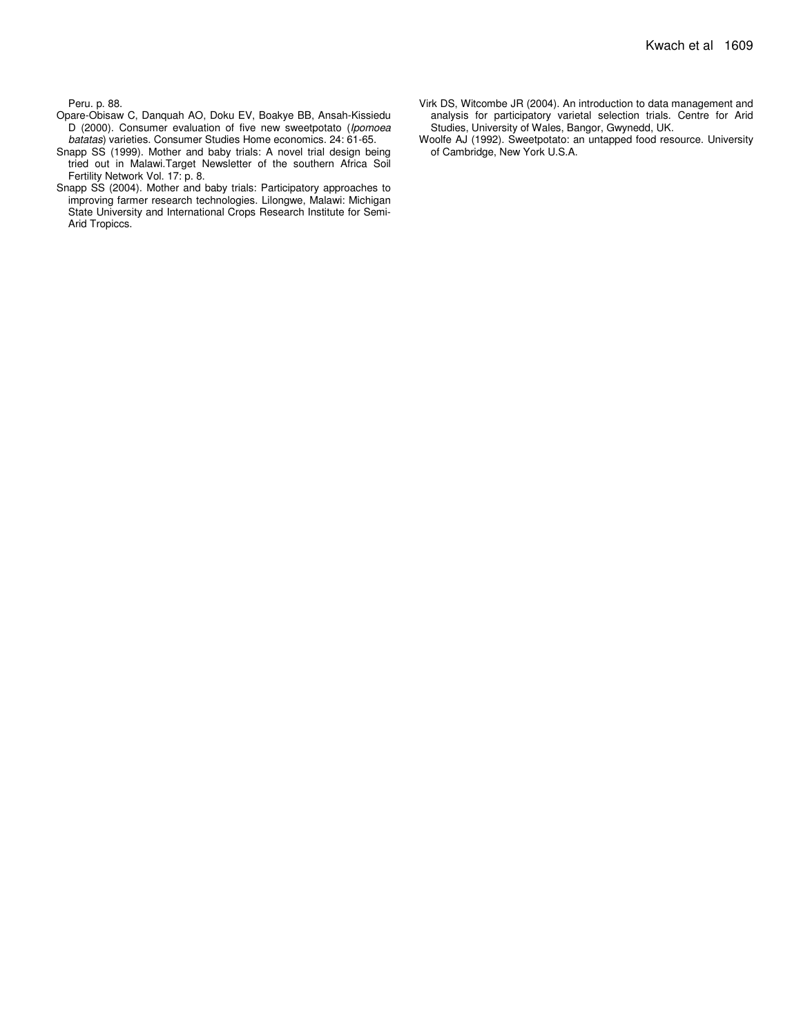Peru. p. 88.

Opare-Obisaw C, Danquah AO, Doku EV, Boakye BB, Ansah-Kissiedu D (2000). Consumer evaluation of five new sweetpotato (*Ipomoea batatas*) varieties. Consumer Studies Home economics. 24: 61-65.

Snapp SS (1999). Mother and baby trials: A novel trial design being tried out in Malawi.Target Newsletter of the southern Africa Soil Fertility Network Vol. 17: p. 8.

Snapp SS (2004). Mother and baby trials: Participatory approaches to improving farmer research technologies. Lilongwe, Malawi: Michigan State University and International Crops Research Institute for Semi-Arid Tropiccs.

Virk DS, Witcombe JR (2004). An introduction to data management and analysis for participatory varietal selection trials. Centre for Arid Studies, University of Wales, Bangor, Gwynedd, UK.

Woolfe AJ (1992). Sweetpotato: an untapped food resource. University of Cambridge, New York U.S.A.